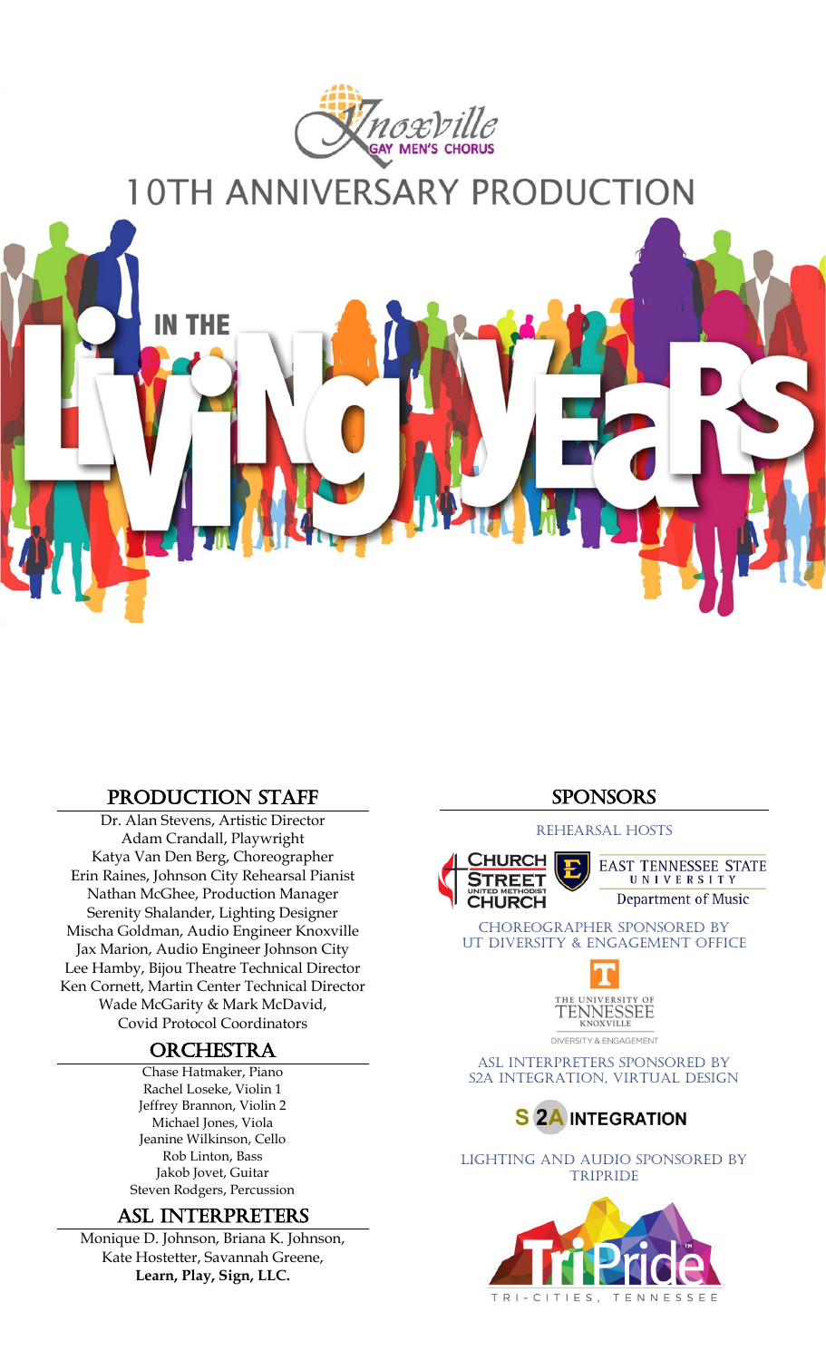Knoxville GAY MEN'S CHORUS

# 10TH ANNIVERSARY PRODUCTION

# IN THE LIVING YEARS

## PRODUCTION STAFF

Dr. Alan Stevens, Artistic Director
Adam Crandall, Playwright
Katya Van Den Berg, Choreographer
Erin Raines, Johnson City Rehearsal Pianist
Nathan McGhee, Production Manager
Serenity Shalander, Lighting Designer
Mischa Goldman, Audio Engineer Knoxville
Jax Marion, Audio Engineer Johnson City
Lee Hamby, Bijou Theatre Technical Director
Ken Cornett, Martin Center Technical Director
Wade McGarity & Mark McDavid,
Covid Protocol Coordinators

## ORCHESTRA

Chase Hatmaker, Piano
Rachel Loseke, Violin 1
Jeffrey Brannon, Violin 2
Michael Jones, Viola
Jeanine Wilkinson, Cello
Rob Linton, Bass
Jakob Jovet, Guitar
Steven Rodgers, Percussion

## ASL INTERPRETERS

Monique D. Johnson, Briana K. Johnson,
Kate Hostetter, Savannah Greene,
**Learn, Play, Sign, LLC.**

## SPONSORS

REHEARSAL HOSTS

Church Street United Methodist Church
East Tennessee State University Department of Music

CHOREOGRAPHER SPONSORED BY
UT DIVERSITY & ENGAGEMENT OFFICE

The University of Tennessee Knoxville
Diversity & Engagement

ASL INTERPRETERS SPONSORED BY
S2A INTEGRATION, VIRTUAL DESIGN

S2A INTEGRATION

LIGHTING AND AUDIO SPONSORED BY
TRIPRIDE

TriPride
TRI-CITIES, TENNESSEE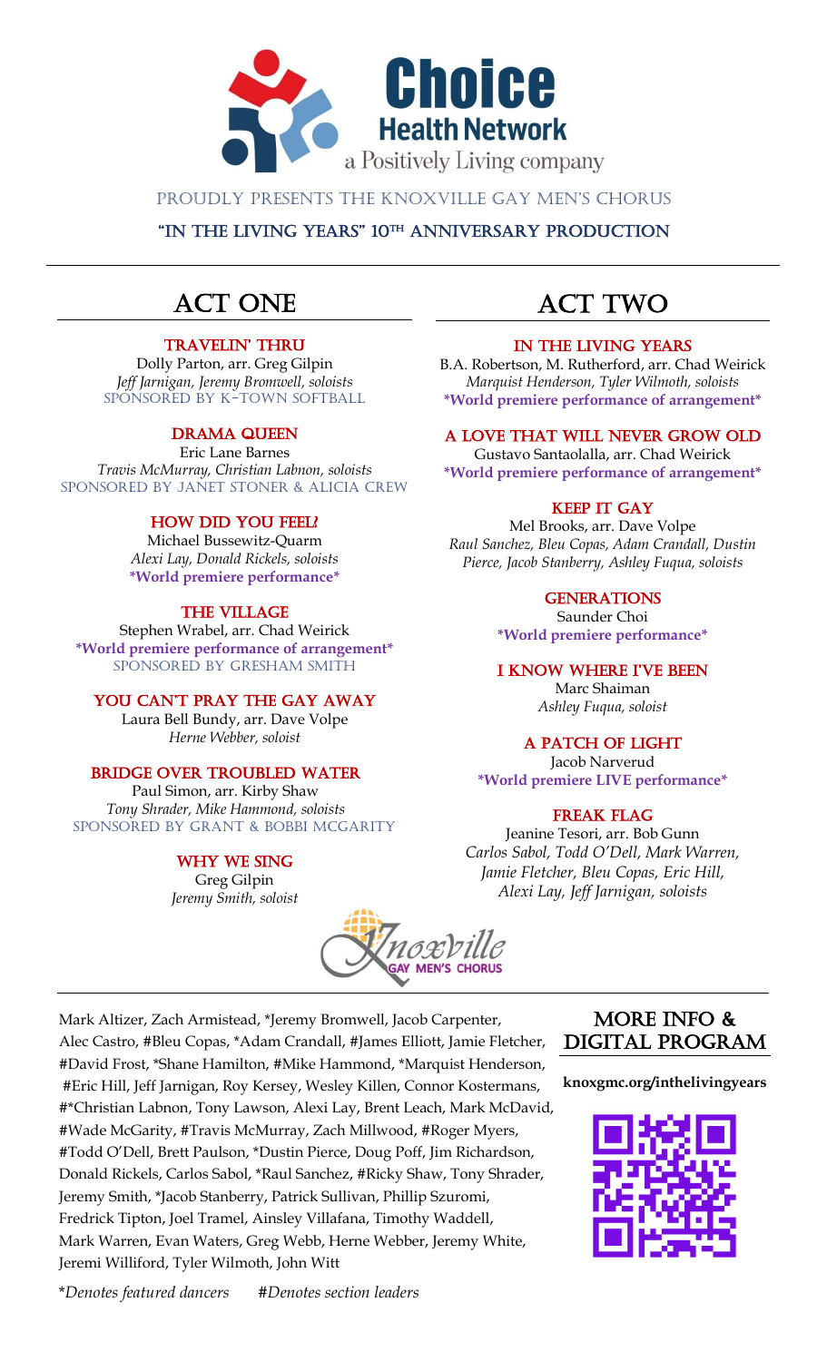Choice Health Network
a Positively Living company

PROUDLY PRESENTS THE KNOXVILLE GAY MEN'S CHORUS

"IN THE LIVING YEARS" 10TH ANNIVERSARY PRODUCTION

## ACT ONE

### TRAVELIN' THRU
Dolly Parton, arr. Greg Gilpin
*Jeff Jarnigan, Jeremy Bromwell, soloists*
SPONSORED BY K-TOWN SOFTBALL

### DRAMA QUEEN
Eric Lane Barnes
*Travis McMurray, Christian Labnon, soloists*
SPONSORED BY JANET STONER & ALICIA CREW

### HOW DID YOU FEEL?
Michael Bussewitz-Quarm
*Alexi Lay, Donald Rickels, soloists*
**\*World premiere performance\***

### THE VILLAGE
Stephen Wrabel, arr. Chad Weirick
**\*World premiere performance of arrangement\***
SPONSORED BY GRESHAM SMITH

### YOU CAN'T PRAY THE GAY AWAY
Laura Bell Bundy, arr. Dave Volpe
*Herne Webber, soloist*

### BRIDGE OVER TROUBLED WATER
Paul Simon, arr. Kirby Shaw
*Tony Shrader, Mike Hammond, soloists*
SPONSORED BY GRANT & BOBBI MCGARITY

### WHY WE SING
Greg Gilpin
*Jeremy Smith, soloist*

## ACT TWO

### IN THE LIVING YEARS
B.A. Robertson, M. Rutherford, arr. Chad Weirick
*Marquist Henderson, Tyler Wilmoth, soloists*
**\*World premiere performance of arrangement\***

### A LOVE THAT WILL NEVER GROW OLD
Gustavo Santaolalla, arr. Chad Weirick
**\*World premiere performance of arrangement\***

### KEEP IT GAY
Mel Brooks, arr. Dave Volpe
*Raul Sanchez, Bleu Copas, Adam Crandall, Dustin Pierce, Jacob Stanberry, Ashley Fuqua, soloists*

### GENERATIONS
Saunder Choi
**\*World premiere performance\***

### I KNOW WHERE I'VE BEEN
Marc Shaiman
*Ashley Fuqua, soloist*

### A PATCH OF LIGHT
Jacob Narverud
**\*World premiere LIVE performance\***

### FREAK FLAG
Jeanine Tesori, arr. Bob Gunn
*Carlos Sabol, Todd O'Dell, Mark Warren, Jamie Fletcher, Bleu Copas, Eric Hill, Alexi Lay, Jeff Jarnigan, soloists*

Knoxville GAY MEN'S CHORUS

Mark Altizer, Zach Armistead, *Jeremy Bromwell, Jacob Carpenter, Alec Castro, #Bleu Copas, *Adam Crandall, #James Elliott, Jamie Fletcher, #David Frost, *Shane Hamilton, #Mike Hammond, *Marquist Henderson, #Eric Hill, Jeff Jarnigan, Roy Kersey, Wesley Killen, Connor Kostermans, #*Christian Labnon, Tony Lawson, Alexi Lay, Brent Leach, Mark McDavid, #Wade McGarity, #Travis McMurray, Zach Millwood, #Roger Myers, #Todd O'Dell, Brett Paulson, *Dustin Pierce, Doug Poff, Jim Richardson, Donald Rickels, Carlos Sabol, *Raul Sanchez, #Ricky Shaw, Tony Shrader, Jeremy Smith, *Jacob Stanberry, Patrick Sullivan, Phillip Szuromi, Fredrick Tipton, Joel Tramel, Ainsley Villafana, Timothy Waddell, Mark Warren, Evan Waters, Greg Webb, Herne Webber, Jeremy White, Jeremi Williford, Tyler Wilmoth, John Witt

*\*Denotes featured dancers* *#Denotes section leaders*

## MORE INFO & DIGITAL PROGRAM

**knoxgmc.org/inthelivingyears**